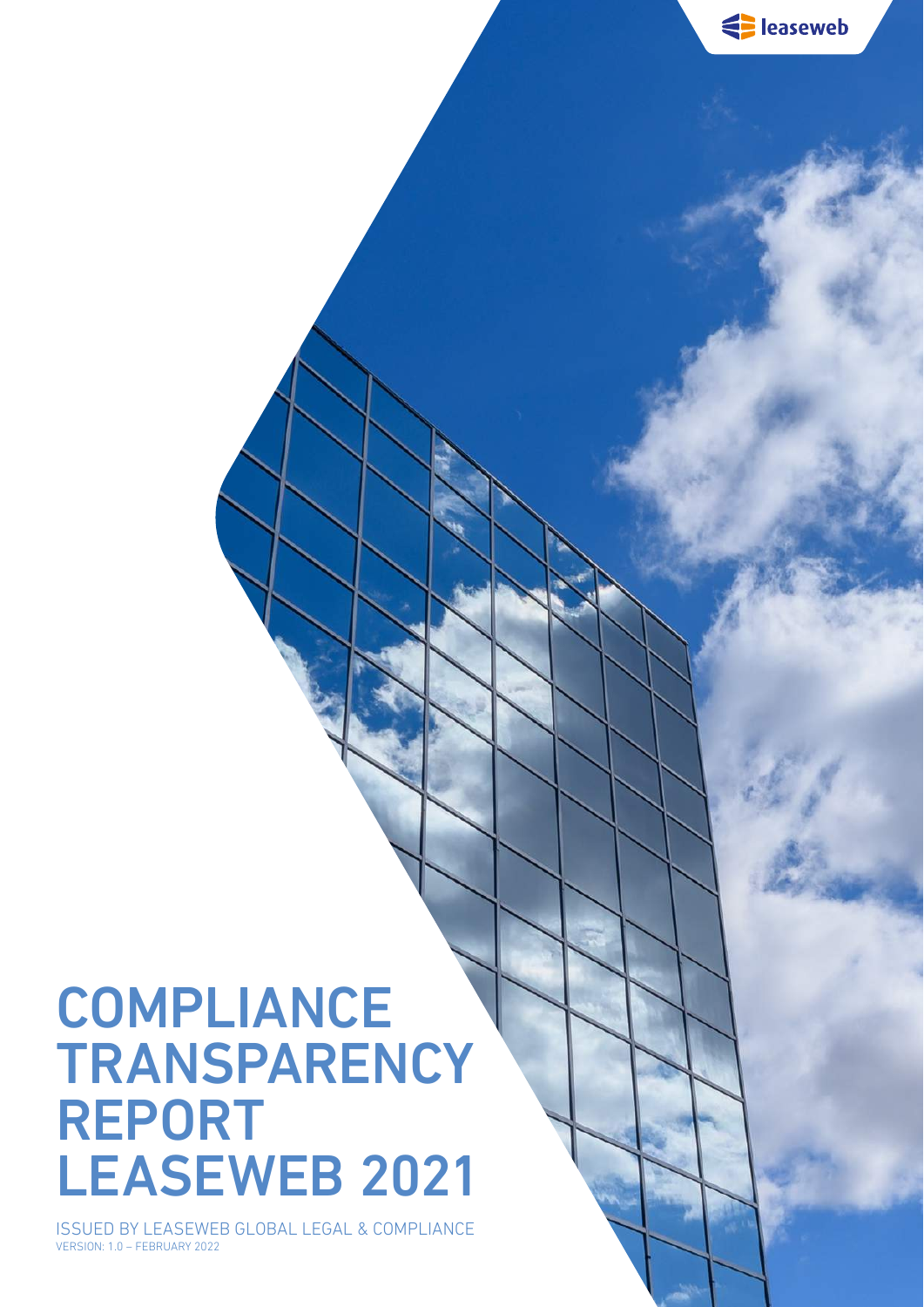leaseweb

# COMPLIANCE TRANSPARENCY REPORT LEASEWEB 2021

ISSUED BY LEASEWEB GLOBAL LEGAL & COMPLIANCE

VERSION: 1.0 – FEBRUARY 2022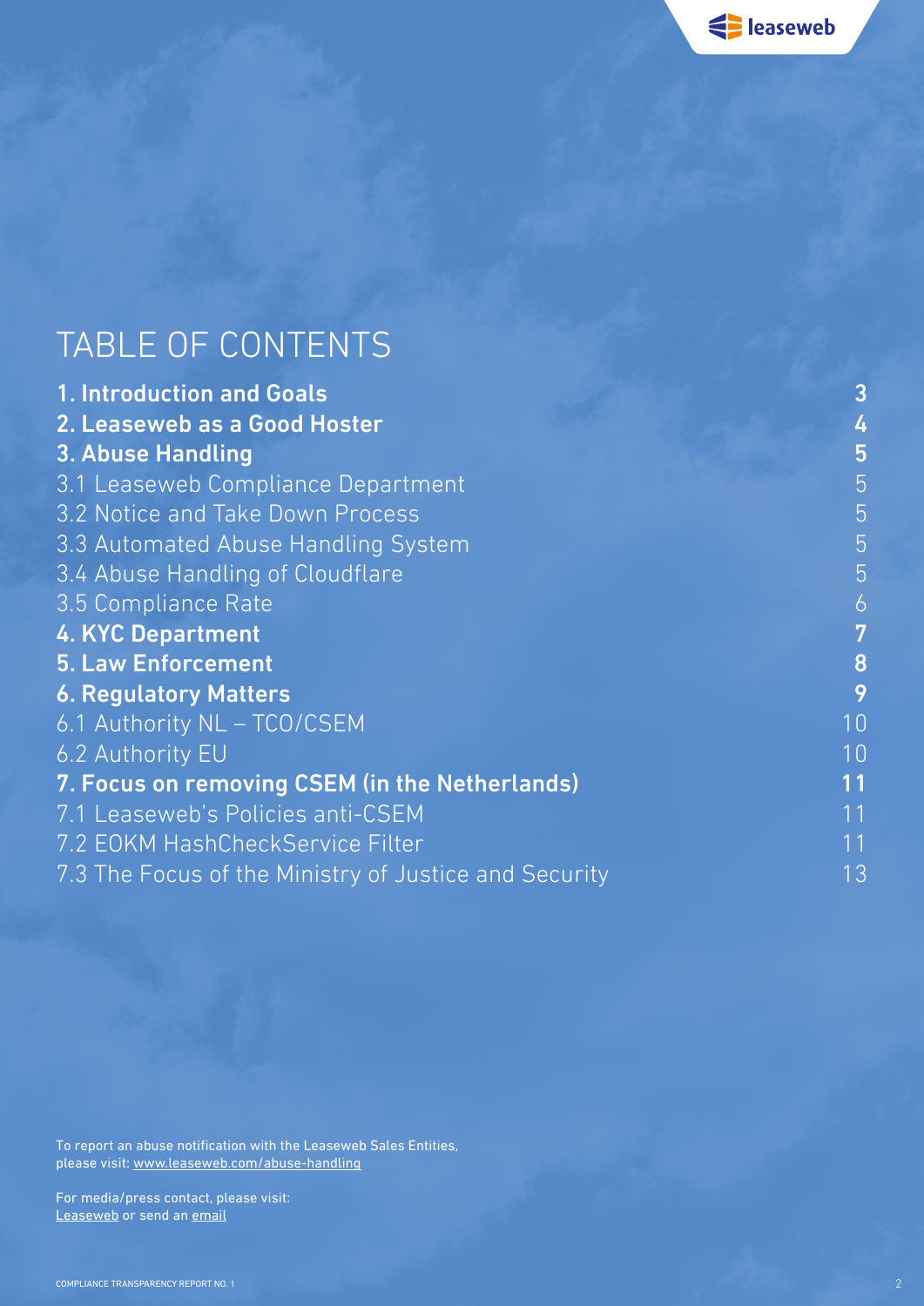# TABLE OF CONTENTS

| | |
|---|---|
| **1. Introduction and Goals** | **3** |
| **2. Leaseweb as a Good Hoster** | **4** |
| **3. Abuse Handling** | **5** |
| 3.1 Leaseweb Compliance Department | 5 |
| 3.2 Notice and Take Down Process | 5 |
| 3.3 Automated Abuse Handling System | 5 |
| 3.4 Abuse Handling of Cloudflare | 5 |
| 3.5 Compliance Rate | 6 |
| **4. KYC Department** | **7** |
| **5. Law Enforcement** | **8** |
| **6. Regulatory Matters** | **9** |
| 6.1 Authority NL – TCO/CSEM | 10 |
| 6.2 Authority EU | 10 |
| **7. Focus on removing CSEM (in the Netherlands)** | **11** |
| 7.1 Leaseweb's Policies anti-CSEM | 11 |
| 7.2 EOKM HashCheckService Filter | 11 |
| 7.3 The Focus of the Ministry of Justice and Security | 13 |

To report an abuse notification with the Leaseweb Sales Entities, please visit: www.leaseweb.com/abuse-handling

For media/press contact, please visit: Leaseweb or send an email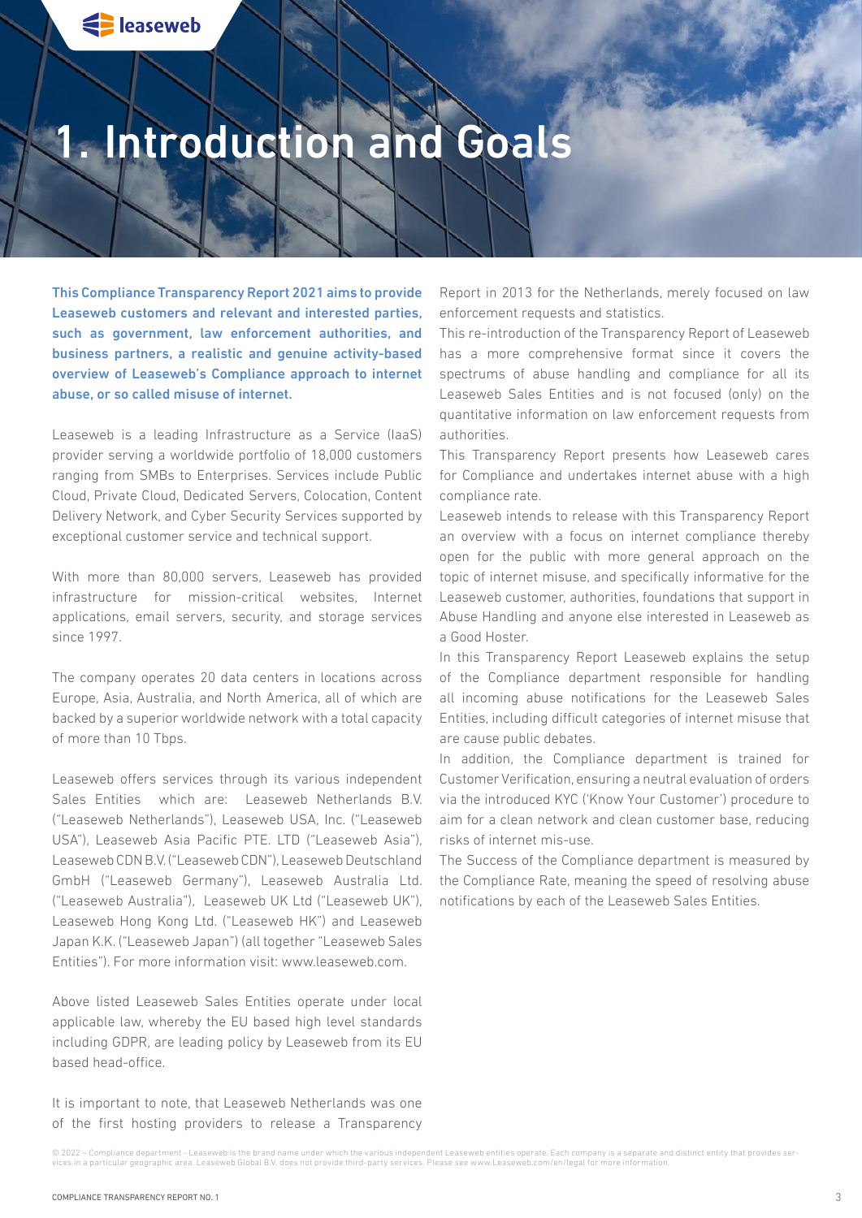# 1. Introduction and Goals

**This Compliance Transparency Report 2021 aims to provide Leaseweb customers and relevant and interested parties, such as government, law enforcement authorities, and business partners, a realistic and genuine activity-based overview of Leaseweb's Compliance approach to internet abuse, or so called misuse of internet.**

Leaseweb is a leading Infrastructure as a Service (IaaS) provider serving a worldwide portfolio of 18,000 customers ranging from SMBs to Enterprises. Services include Public Cloud, Private Cloud, Dedicated Servers, Colocation, Content Delivery Network, and Cyber Security Services supported by exceptional customer service and technical support.

With more than 80,000 servers, Leaseweb has provided infrastructure for mission-critical websites, Internet applications, email servers, security, and storage services since 1997.

The company operates 20 data centers in locations across Europe, Asia, Australia, and North America, all of which are backed by a superior worldwide network with a total capacity of more than 10 Tbps.

Leaseweb offers services through its various independent Sales Entities which are: Leaseweb Netherlands B.V. ("Leaseweb Netherlands"), Leaseweb USA, Inc. ("Leaseweb USA"), Leaseweb Asia Pacific PTE. LTD ("Leaseweb Asia"), Leaseweb CDN B.V. ("Leaseweb CDN"), Leaseweb Deutschland GmbH ("Leaseweb Germany"), Leaseweb Australia Ltd. ("Leaseweb Australia"), Leaseweb UK Ltd ("Leaseweb UK"), Leaseweb Hong Kong Ltd. ("Leaseweb HK") and Leaseweb Japan K.K. ("Leaseweb Japan") (all together "Leaseweb Sales Entities"). For more information visit: www.leaseweb.com.

Above listed Leaseweb Sales Entities operate under local applicable law, whereby the EU based high level standards including GDPR, are leading policy by Leaseweb from its EU based head-office.

It is important to note, that Leaseweb Netherlands was one of the first hosting providers to release a Transparency Report in 2013 for the Netherlands, merely focused on law enforcement requests and statistics.

This re-introduction of the Transparency Report of Leaseweb has a more comprehensive format since it covers the spectrums of abuse handling and compliance for all its Leaseweb Sales Entities and is not focused (only) on the quantitative information on law enforcement requests from authorities.

This Transparency Report presents how Leaseweb cares for Compliance and undertakes internet abuse with a high compliance rate.

Leaseweb intends to release with this Transparency Report an overview with a focus on internet compliance thereby open for the public with more general approach on the topic of internet misuse, and specifically informative for the Leaseweb customer, authorities, foundations that support in Abuse Handling and anyone else interested in Leaseweb as a Good Hoster.

In this Transparency Report Leaseweb explains the setup of the Compliance department responsible for handling all incoming abuse notifications for the Leaseweb Sales Entities, including difficult categories of internet misuse that are cause public debates.

In addition, the Compliance department is trained for Customer Verification, ensuring a neutral evaluation of orders via the introduced KYC ('Know Your Customer') procedure to aim for a clean network and clean customer base, reducing risks of internet mis-use.

The Success of the Compliance department is measured by the Compliance Rate, meaning the speed of resolving abuse notifications by each of the Leaseweb Sales Entities.

© 2022 – Compliance department - Leaseweb is the brand name under which the various independent Leaseweb entities operate. Each company is a separate and distinct entity that provides services in a particular geographic area. Leaseweb Global B.V. does not provide third-party services. Please see www.Leaseweb.com/en/legal for more information.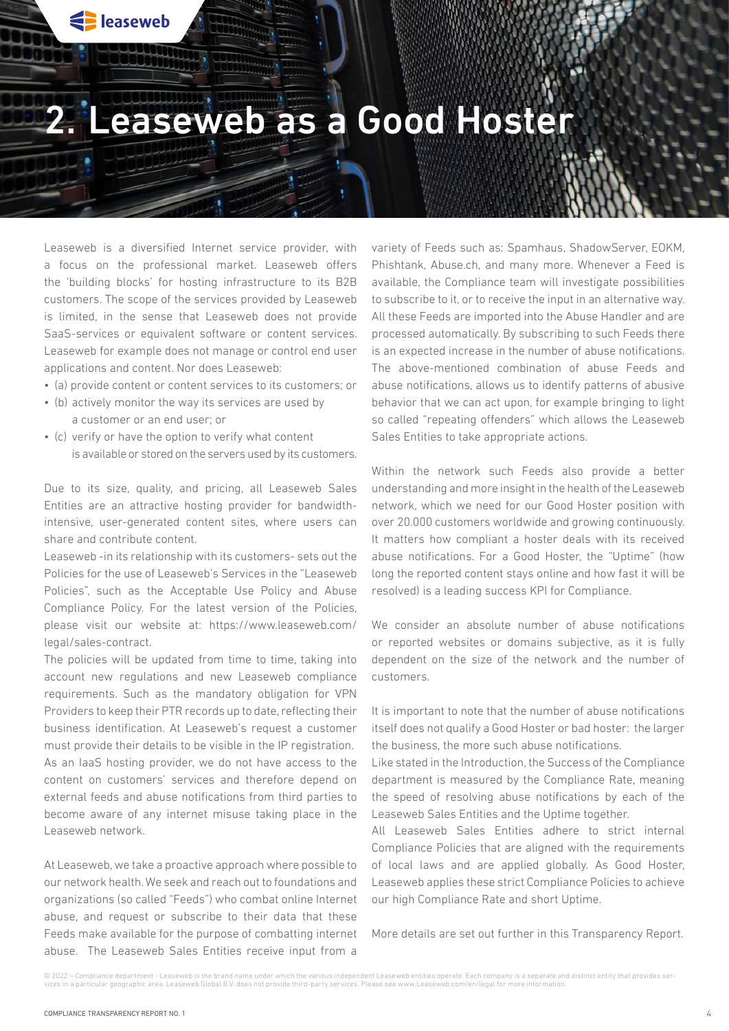# 2. Leaseweb as a Good Hoster

Leaseweb is a diversified Internet service provider, with a focus on the professional market. Leaseweb offers the 'building blocks' for hosting infrastructure to its B2B customers. The scope of the services provided by Leaseweb is limited, in the sense that Leaseweb does not provide SaaS-services or equivalent software or content services. Leaseweb for example does not manage or control end user applications and content. Nor does Leaseweb:

- (a) provide content or content services to its customers; or
- (b) actively monitor the way its services are used by a customer or an end user; or
- (c) verify or have the option to verify what content is available or stored on the servers used by its customers.

Due to its size, quality, and pricing, all Leaseweb Sales Entities are an attractive hosting provider for bandwidth-intensive, user-generated content sites, where users can share and contribute content.

Leaseweb -in its relationship with its customers- sets out the Policies for the use of Leaseweb's Services in the "Leaseweb Policies", such as the Acceptable Use Policy and Abuse Compliance Policy. For the latest version of the Policies, please visit our website at: https://www.leaseweb.com/legal/sales-contract.

The policies will be updated from time to time, taking into account new regulations and new Leaseweb compliance requirements. Such as the mandatory obligation for VPN Providers to keep their PTR records up to date, reflecting their business identification. At Leaseweb's request a customer must provide their details to be visible in the IP registration.

As an IaaS hosting provider, we do not have access to the content on customers' services and therefore depend on external feeds and abuse notifications from third parties to become aware of any internet misuse taking place in the Leaseweb network.

At Leaseweb, we take a proactive approach where possible to our network health. We seek and reach out to foundations and organizations (so called "Feeds") who combat online Internet abuse, and request or subscribe to their data that these Feeds make available for the purpose of combatting internet abuse. The Leaseweb Sales Entities receive input from a variety of Feeds such as: Spamhaus, ShadowServer, EOKM, Phishtank, Abuse.ch, and many more. Whenever a Feed is available, the Compliance team will investigate possibilities to subscribe to it, or to receive the input in an alternative way. All these Feeds are imported into the Abuse Handler and are processed automatically. By subscribing to such Feeds there is an expected increase in the number of abuse notifications. The above-mentioned combination of abuse Feeds and abuse notifications, allows us to identify patterns of abusive behavior that we can act upon, for example bringing to light so called "repeating offenders" which allows the Leaseweb Sales Entities to take appropriate actions.

Within the network such Feeds also provide a better understanding and more insight in the health of the Leaseweb network, which we need for our Good Hoster position with over 20.000 customers worldwide and growing continuously. It matters how compliant a hoster deals with its received abuse notifications. For a Good Hoster, the "Uptime" (how long the reported content stays online and how fast it will be resolved) is a leading success KPI for Compliance.

We consider an absolute number of abuse notifications or reported websites or domains subjective, as it is fully dependent on the size of the network and the number of customers.

It is important to note that the number of abuse notifications itself does not qualify a Good Hoster or bad hoster: the larger the business, the more such abuse notifications.

Like stated in the Introduction, the Success of the Compliance department is measured by the Compliance Rate, meaning the speed of resolving abuse notifications by each of the Leaseweb Sales Entities and the Uptime together.

All Leaseweb Sales Entities adhere to strict internal Compliance Policies that are aligned with the requirements of local laws and are applied globally. As Good Hoster, Leaseweb applies these strict Compliance Policies to achieve our high Compliance Rate and short Uptime.

More details are set out further in this Transparency Report.

© 2022 – Compliance department - Leaseweb is the brand name under which the various independent Leaseweb entities operate. Each company is a separate and distinct entity that provides services in a particular geographic area. Leaseweb Global B.V. does not provide third-party services. Please see www.Leaseweb.com/en/legal for more information.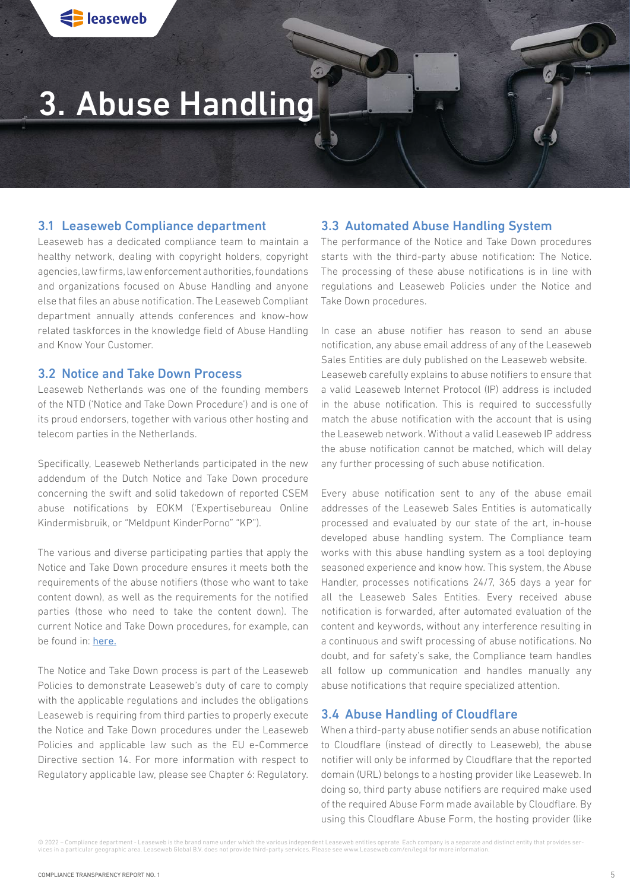# 3. Abuse Handling

## 3.1 Leaseweb Compliance department

Leaseweb has a dedicated compliance team to maintain a healthy network, dealing with copyright holders, copyright agencies, law firms, law enforcement authorities, foundations and organizations focused on Abuse Handling and anyone else that files an abuse notification. The Leaseweb Compliant department annually attends conferences and know-how related taskforces in the knowledge field of Abuse Handling and Know Your Customer.

## 3.2 Notice and Take Down Process

Leaseweb Netherlands was one of the founding members of the NTD ('Notice and Take Down Procedure') and is one of its proud endorsers, together with various other hosting and telecom parties in the Netherlands.

Specifically, Leaseweb Netherlands participated in the new addendum of the Dutch Notice and Take Down procedure concerning the swift and solid takedown of reported CSEM abuse notifications by EOKM ('Expertisebureau Online Kindermisbruik, or "Meldpunt KinderPorno" "KP").

The various and diverse participating parties that apply the Notice and Take Down procedure ensures it meets both the requirements of the abuse notifiers (those who want to take content down), as well as the requirements for the notified parties (those who need to take the content down). The current Notice and Take Down procedures, for example, can be found in: here.

The Notice and Take Down process is part of the Leaseweb Policies to demonstrate Leaseweb's duty of care to comply with the applicable regulations and includes the obligations Leaseweb is requiring from third parties to properly execute the Notice and Take Down procedures under the Leaseweb Policies and applicable law such as the EU e-Commerce Directive section 14. For more information with respect to Regulatory applicable law, please see Chapter 6: Regulatory.

## 3.3 Automated Abuse Handling System

The performance of the Notice and Take Down procedures starts with the third-party abuse notification: The Notice. The processing of these abuse notifications is in line with regulations and Leaseweb Policies under the Notice and Take Down procedures.

In case an abuse notifier has reason to send an abuse notification, any abuse email address of any of the Leaseweb Sales Entities are duly published on the Leaseweb website. Leaseweb carefully explains to abuse notifiers to ensure that a valid Leaseweb Internet Protocol (IP) address is included in the abuse notification. This is required to successfully match the abuse notification with the account that is using the Leaseweb network. Without a valid Leaseweb IP address the abuse notification cannot be matched, which will delay any further processing of such abuse notification.

Every abuse notification sent to any of the abuse email addresses of the Leaseweb Sales Entities is automatically processed and evaluated by our state of the art, in-house developed abuse handling system. The Compliance team works with this abuse handling system as a tool deploying seasoned experience and know how. This system, the Abuse Handler, processes notifications 24/7, 365 days a year for all the Leaseweb Sales Entities. Every received abuse notification is forwarded, after automated evaluation of the content and keywords, without any interference resulting in a continuous and swift processing of abuse notifications. No doubt, and for safety's sake, the Compliance team handles all follow up communication and handles manually any abuse notifications that require specialized attention.

## 3.4 Abuse Handling of Cloudflare

When a third-party abuse notifier sends an abuse notification to Cloudflare (instead of directly to Leaseweb), the abuse notifier will only be informed by Cloudflare that the reported domain (URL) belongs to a hosting provider like Leaseweb. In doing so, third party abuse notifiers are required make used of the required Abuse Form made available by Cloudflare. By using this Cloudflare Abuse Form, the hosting provider (like

© 2022 – Compliance department - Leaseweb is the brand name under which the various independent Leaseweb entities operate. Each company is a separate and distinct entity that provides services in a particular geographic area. Leaseweb Global B.V. does not provide third-party services. Please see www.Leaseweb.com/en/legal for more information.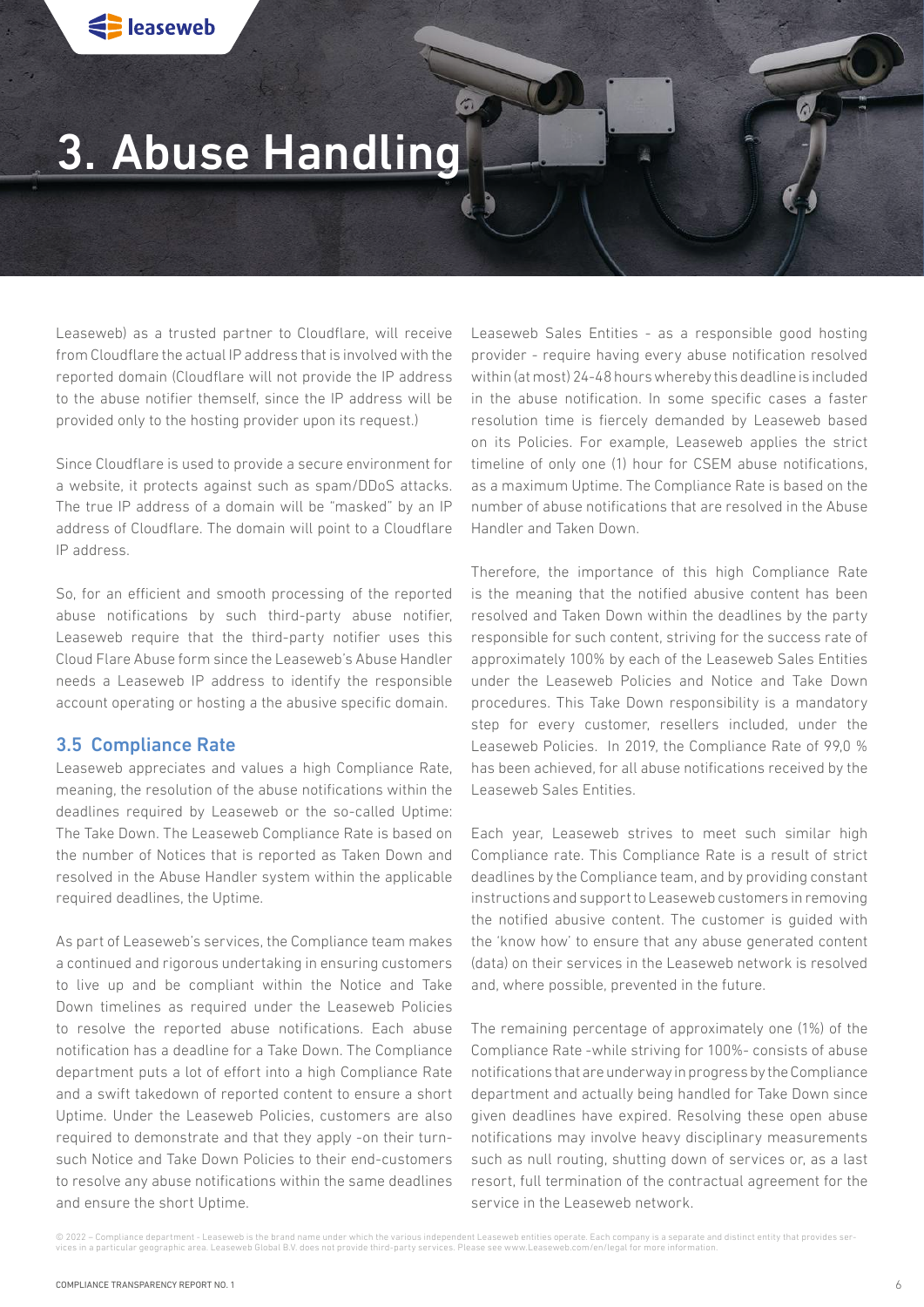# 3. Abuse Handling

Leaseweb) as a trusted partner to Cloudflare, will receive from Cloudflare the actual IP address that is involved with the reported domain (Cloudflare will not provide the IP address to the abuse notifier themself, since the IP address will be provided only to the hosting provider upon its request.)

Since Cloudflare is used to provide a secure environment for a website, it protects against such as spam/DDoS attacks. The true IP address of a domain will be "masked" by an IP address of Cloudflare. The domain will point to a Cloudflare IP address.

So, for an efficient and smooth processing of the reported abuse notifications by such third-party abuse notifier, Leaseweb require that the third-party notifier uses this Cloud Flare Abuse form since the Leaseweb's Abuse Handler needs a Leaseweb IP address to identify the responsible account operating or hosting a the abusive specific domain.

## 3.5 Compliance Rate

Leaseweb appreciates and values a high Compliance Rate, meaning, the resolution of the abuse notifications within the deadlines required by Leaseweb or the so-called Uptime: The Take Down. The Leaseweb Compliance Rate is based on the number of Notices that is reported as Taken Down and resolved in the Abuse Handler system within the applicable required deadlines, the Uptime.

As part of Leaseweb's services, the Compliance team makes a continued and rigorous undertaking in ensuring customers to live up and be compliant within the Notice and Take Down timelines as required under the Leaseweb Policies to resolve the reported abuse notifications. Each abuse notification has a deadline for a Take Down. The Compliance department puts a lot of effort into a high Compliance Rate and a swift takedown of reported content to ensure a short Uptime. Under the Leaseweb Policies, customers are also required to demonstrate and that they apply -on their turn- such Notice and Take Down Policies to their end-customers to resolve any abuse notifications within the same deadlines and ensure the short Uptime.

Leaseweb Sales Entities - as a responsible good hosting provider - require having every abuse notification resolved within (at most) 24-48 hours whereby this deadline is included in the abuse notification. In some specific cases a faster resolution time is fiercely demanded by Leaseweb based on its Policies. For example, Leaseweb applies the strict timeline of only one (1) hour for CSEM abuse notifications, as a maximum Uptime. The Compliance Rate is based on the number of abuse notifications that are resolved in the Abuse Handler and Taken Down.

Therefore, the importance of this high Compliance Rate is the meaning that the notified abusive content has been resolved and Taken Down within the deadlines by the party responsible for such content, striving for the success rate of approximately 100% by each of the Leaseweb Sales Entities under the Leaseweb Policies and Notice and Take Down procedures. This Take Down responsibility is a mandatory step for every customer, resellers included, under the Leaseweb Policies. In 2019, the Compliance Rate of 99,0 % has been achieved, for all abuse notifications received by the Leaseweb Sales Entities.

Each year, Leaseweb strives to meet such similar high Compliance rate. This Compliance Rate is a result of strict deadlines by the Compliance team, and by providing constant instructions and support to Leaseweb customers in removing the notified abusive content. The customer is guided with the 'know how' to ensure that any abuse generated content (data) on their services in the Leaseweb network is resolved and, where possible, prevented in the future.

The remaining percentage of approximately one (1%) of the Compliance Rate -while striving for 100%- consists of abuse notifications that are underway in progress by the Compliance department and actually being handled for Take Down since given deadlines have expired. Resolving these open abuse notifications may involve heavy disciplinary measurements such as null routing, shutting down of services or, as a last resort, full termination of the contractual agreement for the service in the Leaseweb network.

© 2022 – Compliance department - Leaseweb is the brand name under which the various independent Leaseweb entities operate. Each company is a separate and distinct entity that provides services in a particular geographic area. Leaseweb Global B.V. does not provide third-party services. Please see www.Leaseweb.com/en/legal for more information.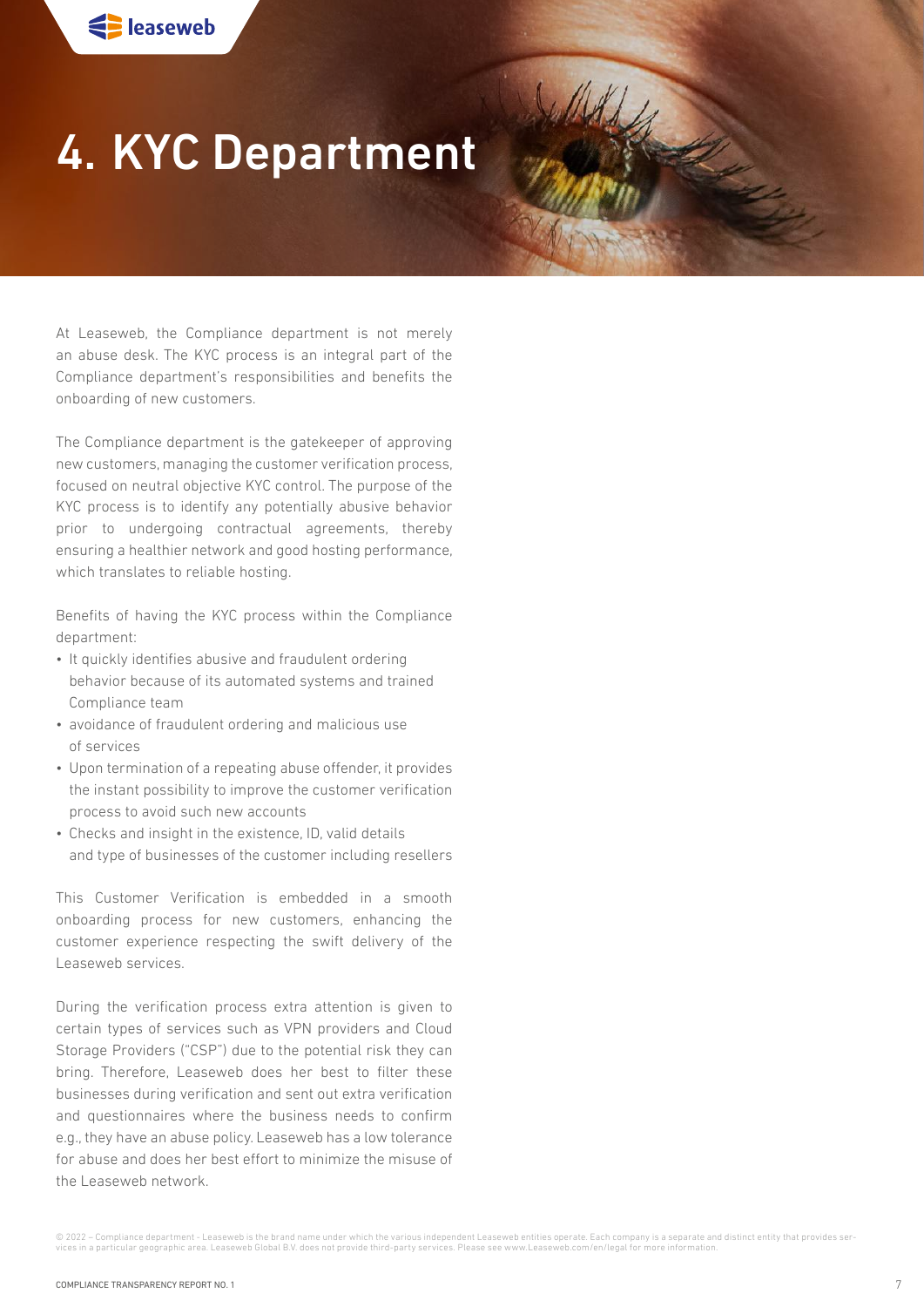# 4. KYC Department

At Leaseweb, the Compliance department is not merely an abuse desk. The KYC process is an integral part of the Compliance department's responsibilities and benefits the onboarding of new customers.

The Compliance department is the gatekeeper of approving new customers, managing the customer verification process, focused on neutral objective KYC control. The purpose of the KYC process is to identify any potentially abusive behavior prior to undergoing contractual agreements, thereby ensuring a healthier network and good hosting performance, which translates to reliable hosting.

Benefits of having the KYC process within the Compliance department:

- It quickly identifies abusive and fraudulent ordering behavior because of its automated systems and trained Compliance team
- avoidance of fraudulent ordering and malicious use of services
- Upon termination of a repeating abuse offender, it provides the instant possibility to improve the customer verification process to avoid such new accounts
- Checks and insight in the existence, ID, valid details and type of businesses of the customer including resellers

This Customer Verification is embedded in a smooth onboarding process for new customers, enhancing the customer experience respecting the swift delivery of the Leaseweb services.

During the verification process extra attention is given to certain types of services such as VPN providers and Cloud Storage Providers ("CSP") due to the potential risk they can bring. Therefore, Leaseweb does her best to filter these businesses during verification and sent out extra verification and questionnaires where the business needs to confirm e.g., they have an abuse policy. Leaseweb has a low tolerance for abuse and does her best effort to minimize the misuse of the Leaseweb network.

© 2022 – Compliance department - Leaseweb is the brand name under which the various independent Leaseweb entities operate. Each company is a separate and distinct entity that provides services in a particular geographic area. Leaseweb Global B.V. does not provide third-party services. Please see www.Leaseweb.com/en/legal for more information.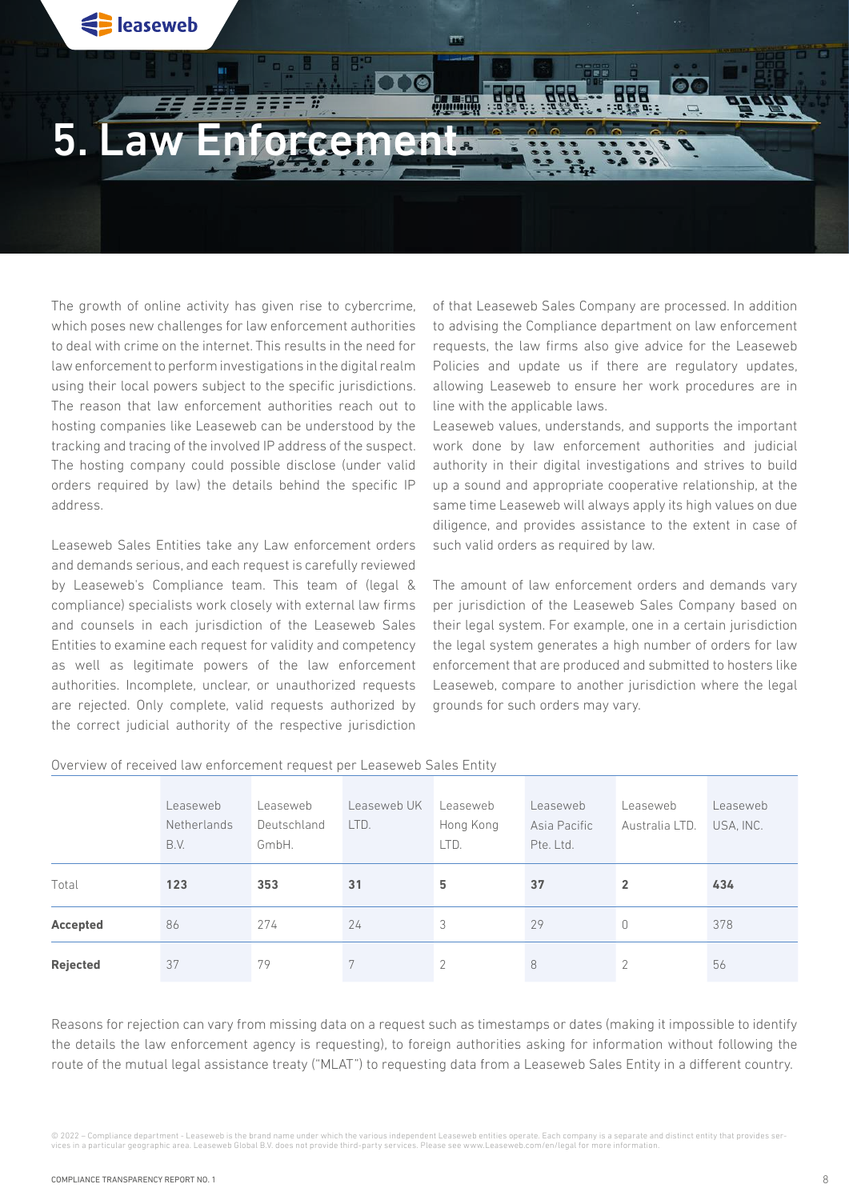# 5. Law Enforcement

The growth of online activity has given rise to cybercrime, which poses new challenges for law enforcement authorities to deal with crime on the internet. This results in the need for law enforcement to perform investigations in the digital realm using their local powers subject to the specific jurisdictions. The reason that law enforcement authorities reach out to hosting companies like Leaseweb can be understood by the tracking and tracing of the involved IP address of the suspect. The hosting company could possible disclose (under valid orders required by law) the details behind the specific IP address.

Leaseweb Sales Entities take any Law enforcement orders and demands serious, and each request is carefully reviewed by Leaseweb's Compliance team. This team of (legal & compliance) specialists work closely with external law firms and counsels in each jurisdiction of the Leaseweb Sales Entities to examine each request for validity and competency as well as legitimate powers of the law enforcement authorities. Incomplete, unclear, or unauthorized requests are rejected. Only complete, valid requests authorized by the correct judicial authority of the respective jurisdiction of that Leaseweb Sales Company are processed. In addition to advising the Compliance department on law enforcement requests, the law firms also give advice for the Leaseweb Policies and update us if there are regulatory updates, allowing Leaseweb to ensure her work procedures are in line with the applicable laws.

Leaseweb values, understands, and supports the important work done by law enforcement authorities and judicial authority in their digital investigations and strives to build up a sound and appropriate cooperative relationship, at the same time Leaseweb will always apply its high values on due diligence, and provides assistance to the extent in case of such valid orders as required by law.

The amount of law enforcement orders and demands vary per jurisdiction of the Leaseweb Sales Company based on their legal system. For example, one in a certain jurisdiction the legal system generates a high number of orders for law enforcement that are produced and submitted to hosters like Leaseweb, compare to another jurisdiction where the legal grounds for such orders may vary.

Overview of received law enforcement request per Leaseweb Sales Entity

| | Leaseweb Netherlands B.V. | Leaseweb Deutschland GmbH. | Leaseweb UK LTD. | Leaseweb Hong Kong LTD. | Leaseweb Asia Pacific Pte. Ltd. | Leaseweb Australia LTD. | Leaseweb USA, INC. |
|---|---|---|---|---|---|---|---|
| Total | **123** | **353** | **31** | **5** | **37** | **2** | **434** |
| **Accepted** | 86 | 274 | 24 | 3 | 29 | 0 | 378 |
| **Rejected** | 37 | 79 | 7 | 2 | 8 | 2 | 56 |

Reasons for rejection can vary from missing data on a request such as timestamps or dates (making it impossible to identify the details the law enforcement agency is requesting), to foreign authorities asking for information without following the route of the mutual legal assistance treaty ("MLAT") to requesting data from a Leaseweb Sales Entity in a different country.

© 2022 – Compliance department - Leaseweb is the brand name under which the various independent Leaseweb entities operate. Each company is a separate and distinct entity that provides services in a particular geographic area. Leaseweb Global B.V. does not provide third-party services. Please see www.Leaseweb.com/en/legal for more information.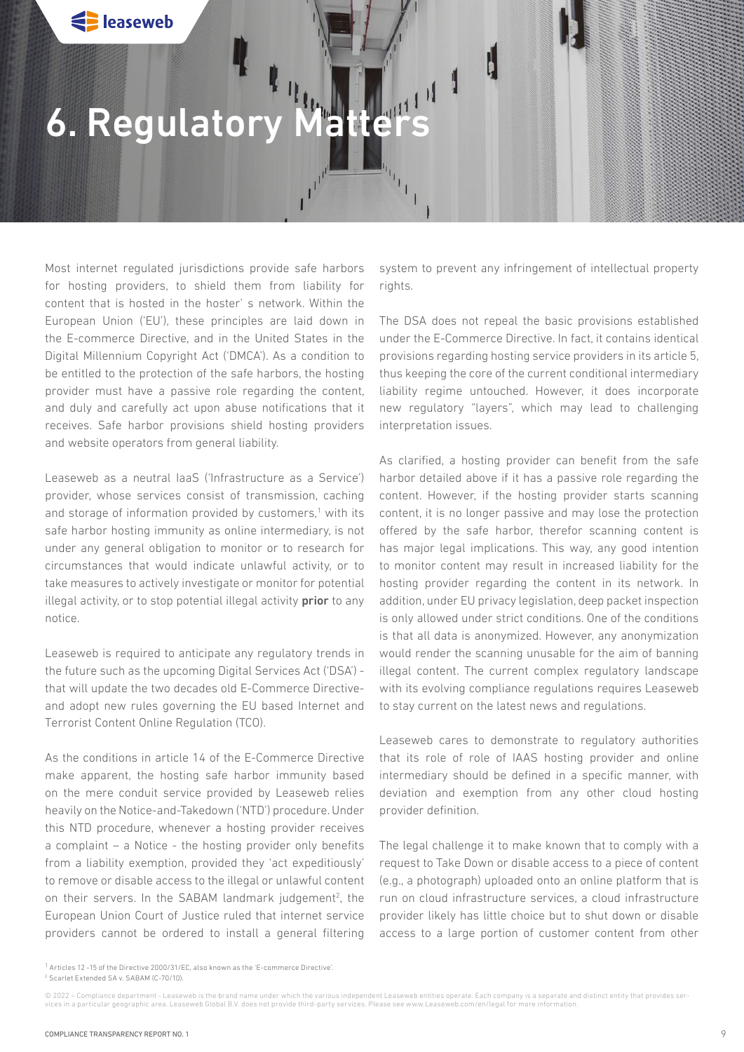# 6. Regulatory Matters

Most internet regulated jurisdictions provide safe harbors for hosting providers, to shield them from liability for content that is hosted in the hoster' s network. Within the European Union ('EU'), these principles are laid down in the E-commerce Directive, and in the United States in the Digital Millennium Copyright Act ('DMCA'). As a condition to be entitled to the protection of the safe harbors, the hosting provider must have a passive role regarding the content, and duly and carefully act upon abuse notifications that it receives. Safe harbor provisions shield hosting providers and website operators from general liability.

Leaseweb as a neutral IaaS ('Infrastructure as a Service') provider, whose services consist of transmission, caching and storage of information provided by customers,[1] with its safe harbor hosting immunity as online intermediary, is not under any general obligation to monitor or to research for circumstances that would indicate unlawful activity, or to take measures to actively investigate or monitor for potential illegal activity, or to stop potential illegal activity **prior** to any notice.

Leaseweb is required to anticipate any regulatory trends in the future such as the upcoming Digital Services Act ('DSA') - that will update the two decades old E-Commerce Directive- and adopt new rules governing the EU based Internet and Terrorist Content Online Regulation (TCO).

As the conditions in article 14 of the E-Commerce Directive make apparent, the hosting safe harbor immunity based on the mere conduit service provided by Leaseweb relies heavily on the Notice-and-Takedown ('NTD') procedure. Under this NTD procedure, whenever a hosting provider receives a complaint – a Notice - the hosting provider only benefits from a liability exemption, provided they 'act expeditiously' to remove or disable access to the illegal or unlawful content on their servers. In the SABAM landmark judgement[2], the European Union Court of Justice ruled that internet service providers cannot be ordered to install a general filtering system to prevent any infringement of intellectual property rights.

The DSA does not repeal the basic provisions established under the E-Commerce Directive. In fact, it contains identical provisions regarding hosting service providers in its article 5, thus keeping the core of the current conditional intermediary liability regime untouched. However, it does incorporate new regulatory "layers", which may lead to challenging interpretation issues.

As clarified, a hosting provider can benefit from the safe harbor detailed above if it has a passive role regarding the content. However, if the hosting provider starts scanning content, it is no longer passive and may lose the protection offered by the safe harbor, therefor scanning content is has major legal implications. This way, any good intention to monitor content may result in increased liability for the hosting provider regarding the content in its network. In addition, under EU privacy legislation, deep packet inspection is only allowed under strict conditions. One of the conditions is that all data is anonymized. However, any anonymization would render the scanning unusable for the aim of banning illegal content. The current complex regulatory landscape with its evolving compliance regulations requires Leaseweb to stay current on the latest news and regulations.

Leaseweb cares to demonstrate to regulatory authorities that its role of role of IAAS hosting provider and online intermediary should be defined in a specific manner, with deviation and exemption from any other cloud hosting provider definition.

The legal challenge it to make known that to comply with a request to Take Down or disable access to a piece of content (e.g., a photograph) uploaded onto an online platform that is run on cloud infrastructure services, a cloud infrastructure provider likely has little choice but to shut down or disable access to a large portion of customer content from other

---

[1] Articles 12 -15 of the Directive 2000/31/EC, also known as the 'E-commerce Directive'.

[2] Scarlet Extended SA v. SABAM (C-70/10).

© 2022 – Compliance department - Leaseweb is the brand name under which the various independent Leaseweb entities operate. Each company is a separate and distinct entity that provides services in a particular geographic area. Leaseweb Global B.V. does not provide third-party services. Please see www.Leaseweb.com/en/legal for more information.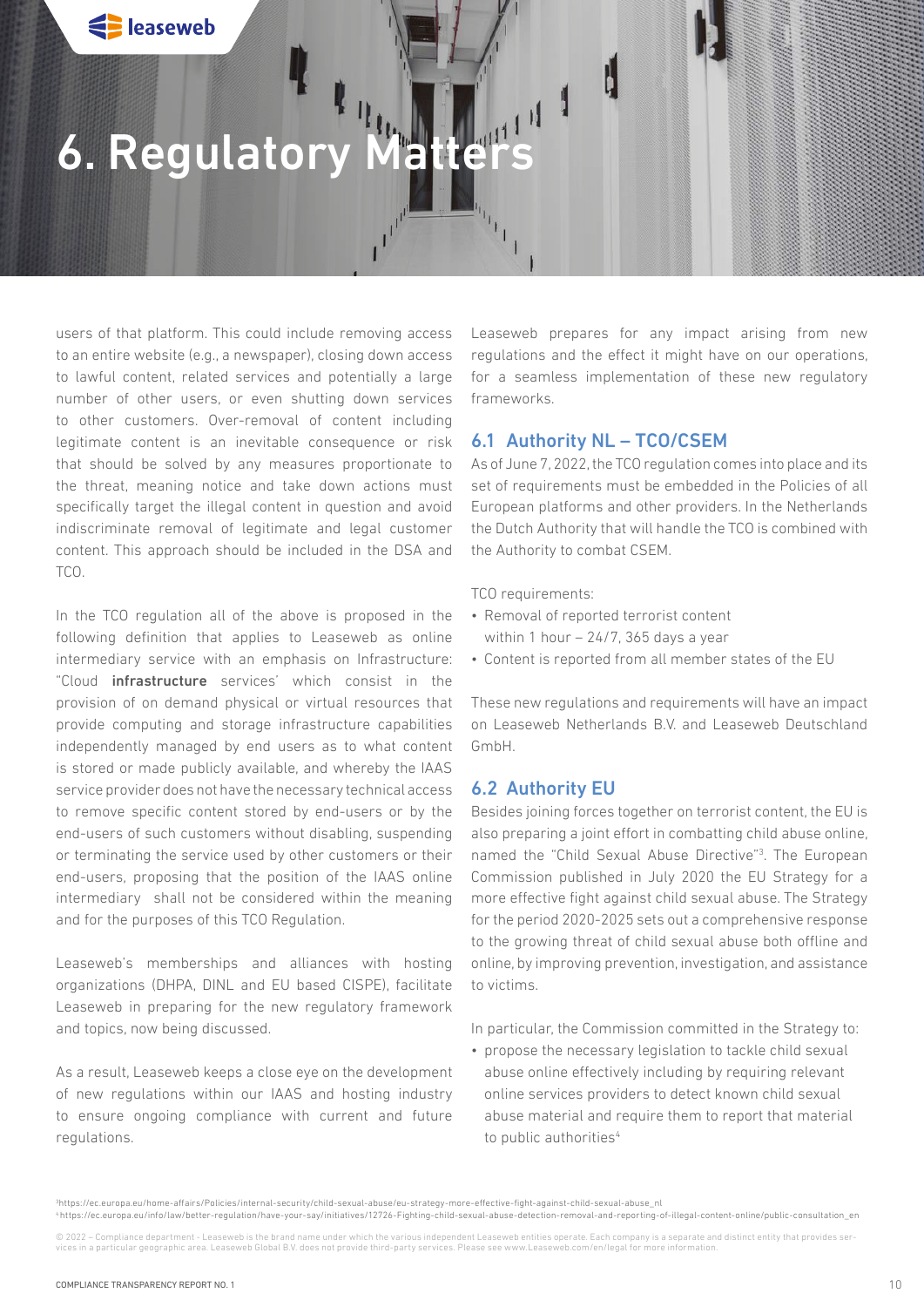# 6. Regulatory Matters

users of that platform. This could include removing access to an entire website (e.g., a newspaper), closing down access to lawful content, related services and potentially a large number of other users, or even shutting down services to other customers. Over-removal of content including legitimate content is an inevitable consequence or risk that should be solved by any measures proportionate to the threat, meaning notice and take down actions must specifically target the illegal content in question and avoid indiscriminate removal of legitimate and legal customer content. This approach should be included in the DSA and TCO.

In the TCO regulation all of the above is proposed in the following definition that applies to Leaseweb as online intermediary service with an emphasis on Infrastructure: "Cloud **infrastructure** services' which consist in the provision of on demand physical or virtual resources that provide computing and storage infrastructure capabilities independently managed by end users as to what content is stored or made publicly available, and whereby the IAAS service provider does not have the necessary technical access to remove specific content stored by end-users or by the end-users of such customers without disabling, suspending or terminating the service used by other customers or their end-users, proposing that the position of the IAAS online intermediary shall not be considered within the meaning and for the purposes of this TCO Regulation.

Leaseweb's memberships and alliances with hosting organizations (DHPA, DINL and EU based CISPE), facilitate Leaseweb in preparing for the new regulatory framework and topics, now being discussed.

As a result, Leaseweb keeps a close eye on the development of new regulations within our IAAS and hosting industry to ensure ongoing compliance with current and future regulations.

Leaseweb prepares for any impact arising from new regulations and the effect it might have on our operations, for a seamless implementation of these new regulatory frameworks.

## 6.1 Authority NL – TCO/CSEM

As of June 7, 2022, the TCO regulation comes into place and its set of requirements must be embedded in the Policies of all European platforms and other providers. In the Netherlands the Dutch Authority that will handle the TCO is combined with the Authority to combat CSEM.

TCO requirements:

- Removal of reported terrorist content within 1 hour – 24/7, 365 days a year
- Content is reported from all member states of the EU

These new regulations and requirements will have an impact on Leaseweb Netherlands B.V. and Leaseweb Deutschland GmbH.

## 6.2 Authority EU

Besides joining forces together on terrorist content, the EU is also preparing a joint effort in combatting child abuse online, named the "Child Sexual Abuse Directive"[3]. The European Commission published in July 2020 the EU Strategy for a more effective fight against child sexual abuse. The Strategy for the period 2020-2025 sets out a comprehensive response to the growing threat of child sexual abuse both offline and online, by improving prevention, investigation, and assistance to victims.

In particular, the Commission committed in the Strategy to:

- propose the necessary legislation to tackle child sexual abuse online effectively including by requiring relevant online services providers to detect known child sexual abuse material and require them to report that material to public authorities[4]

[3] https://ec.europa.eu/home-affairs/Policies/internal-security/child-sexual-abuse/eu-strategy-more-effective-fight-against-child-sexual-abuse_nl
[4] https://ec.europa.eu/info/law/better-regulation/have-your-say/initiatives/12726-Fighting-child-sexual-abuse-detection-removal-and-reporting-of-illegal-content-online/public-consultation_en

© 2022 – Compliance department - Leaseweb is the brand name under which the various independent Leaseweb entities operate. Each company is a separate and distinct entity that provides services in a particular geographic area. Leaseweb Global B.V. does not provide third-party services. Please see www.Leaseweb.com/en/legal for more information.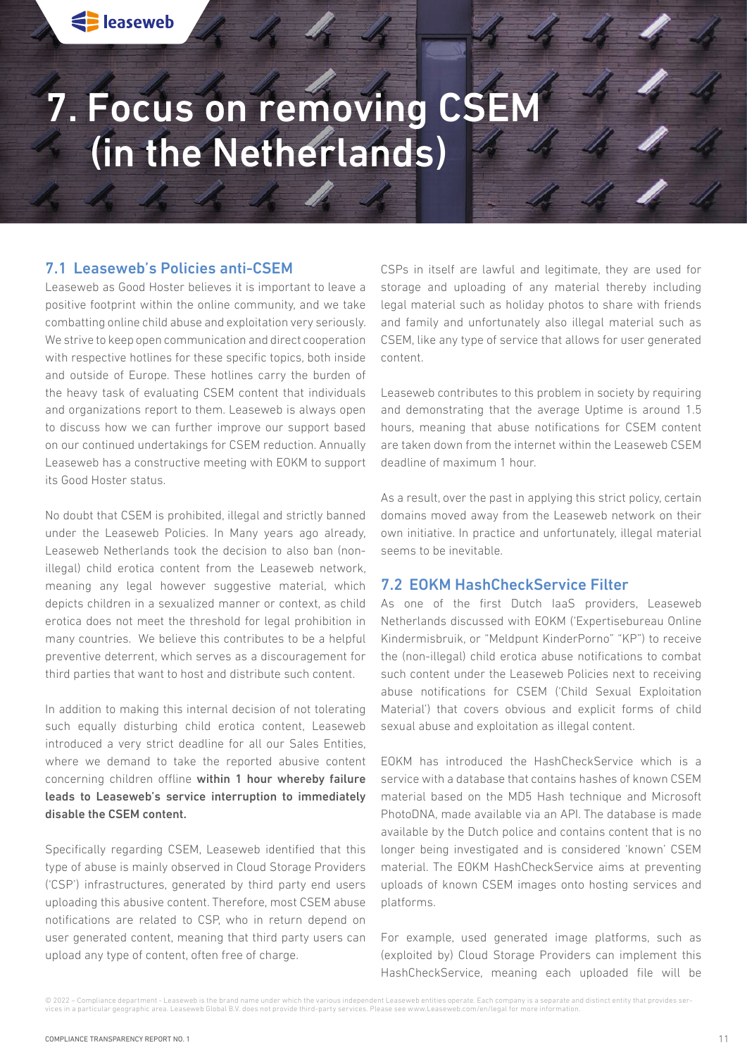# 7. Focus on removing CSEM (in the Netherlands)

## 7.1 Leaseweb's Policies anti-CSEM

Leaseweb as Good Hoster believes it is important to leave a positive footprint within the online community, and we take combatting online child abuse and exploitation very seriously. We strive to keep open communication and direct cooperation with respective hotlines for these specific topics, both inside and outside of Europe. These hotlines carry the burden of the heavy task of evaluating CSEM content that individuals and organizations report to them. Leaseweb is always open to discuss how we can further improve our support based on our continued undertakings for CSEM reduction. Annually Leaseweb has a constructive meeting with EOKM to support its Good Hoster status.

No doubt that CSEM is prohibited, illegal and strictly banned under the Leaseweb Policies. In Many years ago already, Leaseweb Netherlands took the decision to also ban (non-illegal) child erotica content from the Leaseweb network, meaning any legal however suggestive material, which depicts children in a sexualized manner or context, as child erotica does not meet the threshold for legal prohibition in many countries. We believe this contributes to be a helpful preventive deterrent, which serves as a discouragement for third parties that want to host and distribute such content.

In addition to making this internal decision of not tolerating such equally disturbing child erotica content, Leaseweb introduced a very strict deadline for all our Sales Entities, where we demand to take the reported abusive content concerning children offline **within 1 hour whereby failure leads to Leaseweb's service interruption to immediately disable the CSEM content.**

Specifically regarding CSEM, Leaseweb identified that this type of abuse is mainly observed in Cloud Storage Providers ('CSP') infrastructures, generated by third party end users uploading this abusive content. Therefore, most CSEM abuse notifications are related to CSP, who in return depend on user generated content, meaning that third party users can upload any type of content, often free of charge.

CSPs in itself are lawful and legitimate, they are used for storage and uploading of any material thereby including legal material such as holiday photos to share with friends and family and unfortunately also illegal material such as CSEM, like any type of service that allows for user generated content.

Leaseweb contributes to this problem in society by requiring and demonstrating that the average Uptime is around 1.5 hours, meaning that abuse notifications for CSEM content are taken down from the internet within the Leaseweb CSEM deadline of maximum 1 hour.

As a result, over the past in applying this strict policy, certain domains moved away from the Leaseweb network on their own initiative. In practice and unfortunately, illegal material seems to be inevitable.

## 7.2 EOKM HashCheckService Filter

As one of the first Dutch IaaS providers, Leaseweb Netherlands discussed with EOKM ('Expertisebureau Online Kindermisbruik, or "Meldpunt KinderPorno" "KP") to receive the (non-illegal) child erotica abuse notifications to combat such content under the Leaseweb Policies next to receiving abuse notifications for CSEM ('Child Sexual Exploitation Material') that covers obvious and explicit forms of child sexual abuse and exploitation as illegal content.

EOKM has introduced the HashCheckService which is a service with a database that contains hashes of known CSEM material based on the MD5 Hash technique and Microsoft PhotoDNA, made available via an API. The database is made available by the Dutch police and contains content that is no longer being investigated and is considered 'known' CSEM material. The EOKM HashCheckService aims at preventing uploads of known CSEM images onto hosting services and platforms.

For example, used generated image platforms, such as (exploited by) Cloud Storage Providers can implement this HashCheckService, meaning each uploaded file will be

© 2022 – Compliance department - Leaseweb is the brand name under which the various independent Leaseweb entities operate. Each company is a separate and distinct entity that provides services in a particular geographic area. Leaseweb Global B.V. does not provide third-party services. Please see www.Leaseweb.com/en/legal for more information.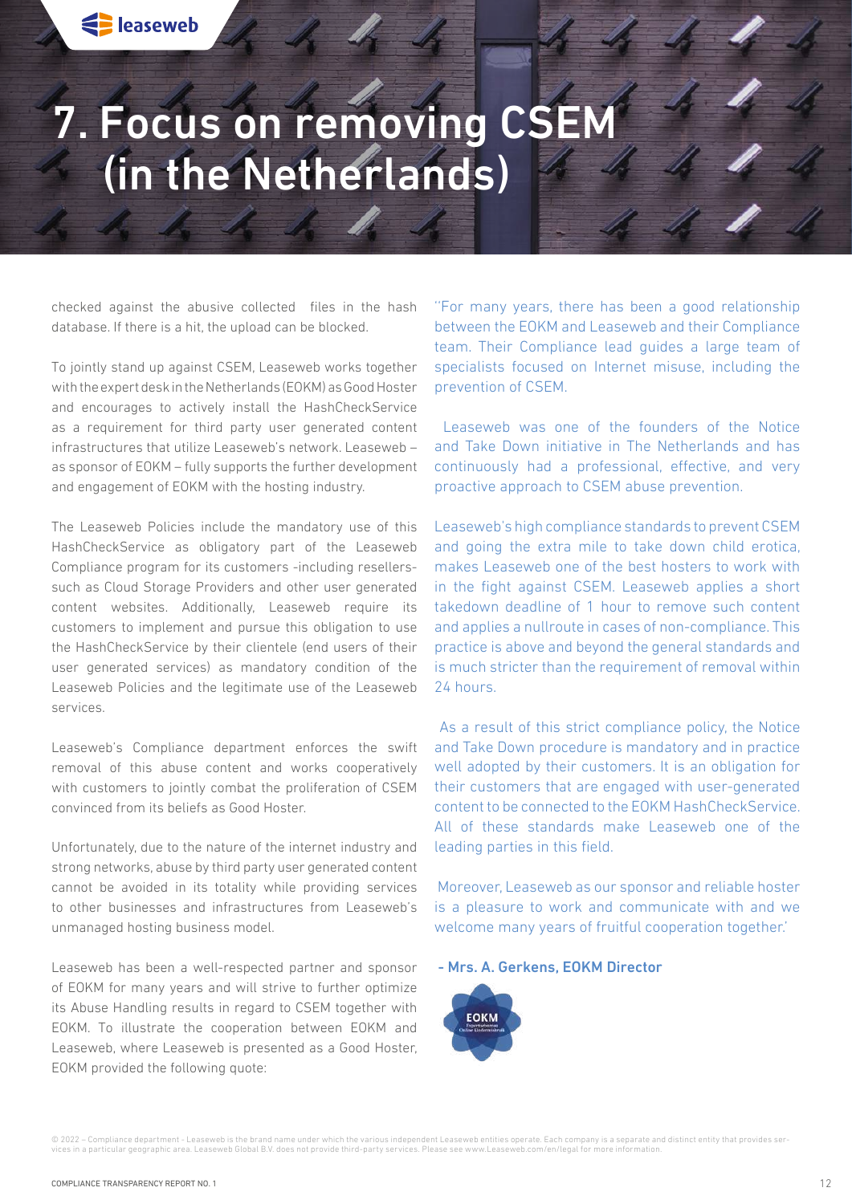# 7. Focus on removing CSEM (in the Netherlands)

checked against the abusive collected files in the hash database. If there is a hit, the upload can be blocked.

To jointly stand up against CSEM, Leaseweb works together with the expert desk in the Netherlands (EOKM) as Good Hoster and encourages to actively install the HashCheckService as a requirement for third party user generated content infrastructures that utilize Leaseweb's network. Leaseweb – as sponsor of EOKM – fully supports the further development and engagement of EOKM with the hosting industry.

The Leaseweb Policies include the mandatory use of this HashCheckService as obligatory part of the Leaseweb Compliance program for its customers -including resellers- such as Cloud Storage Providers and other user generated content websites. Additionally, Leaseweb require its customers to implement and pursue this obligation to use the HashCheckService by their clientele (end users of their user generated services) as mandatory condition of the Leaseweb Policies and the legitimate use of the Leaseweb services.

Leaseweb's Compliance department enforces the swift removal of this abuse content and works cooperatively with customers to jointly combat the proliferation of CSEM convinced from its beliefs as Good Hoster.

Unfortunately, due to the nature of the internet industry and strong networks, abuse by third party user generated content cannot be avoided in its totality while providing services to other businesses and infrastructures from Leaseweb's unmanaged hosting business model.

Leaseweb has been a well-respected partner and sponsor of EOKM for many years and will strive to further optimize its Abuse Handling results in regard to CSEM together with EOKM. To illustrate the cooperation between EOKM and Leaseweb, where Leaseweb is presented as a Good Hoster, EOKM provided the following quote:

"For many years, there has been a good relationship between the EOKM and Leaseweb and their Compliance team. Their Compliance lead guides a large team of specialists focused on Internet misuse, including the prevention of CSEM.

Leaseweb was one of the founders of the Notice and Take Down initiative in The Netherlands and has continuously had a professional, effective, and very proactive approach to CSEM abuse prevention.

Leaseweb's high compliance standards to prevent CSEM and going the extra mile to take down child erotica, makes Leaseweb one of the best hosters to work with in the fight against CSEM. Leaseweb applies a short takedown deadline of 1 hour to remove such content and applies a nullroute in cases of non-compliance. This practice is above and beyond the general standards and is much stricter than the requirement of removal within 24 hours.

As a result of this strict compliance policy, the Notice and Take Down procedure is mandatory and in practice well adopted by their customers. It is an obligation for their customers that are engaged with user-generated content to be connected to the EOKM HashCheckService. All of these standards make Leaseweb one of the leading parties in this field.

Moreover, Leaseweb as our sponsor and reliable hoster is a pleasure to work and communicate with and we welcome many years of fruitful cooperation together.'

**- Mrs. A. Gerkens, EOKM Director**

© 2022 – Compliance department - Leaseweb is the brand name under which the various independent Leaseweb entities operate. Each company is a separate and distinct entity that provides services in a particular geographic area. Leaseweb Global B.V. does not provide third-party services. Please see www.Leaseweb.com/en/legal for more information.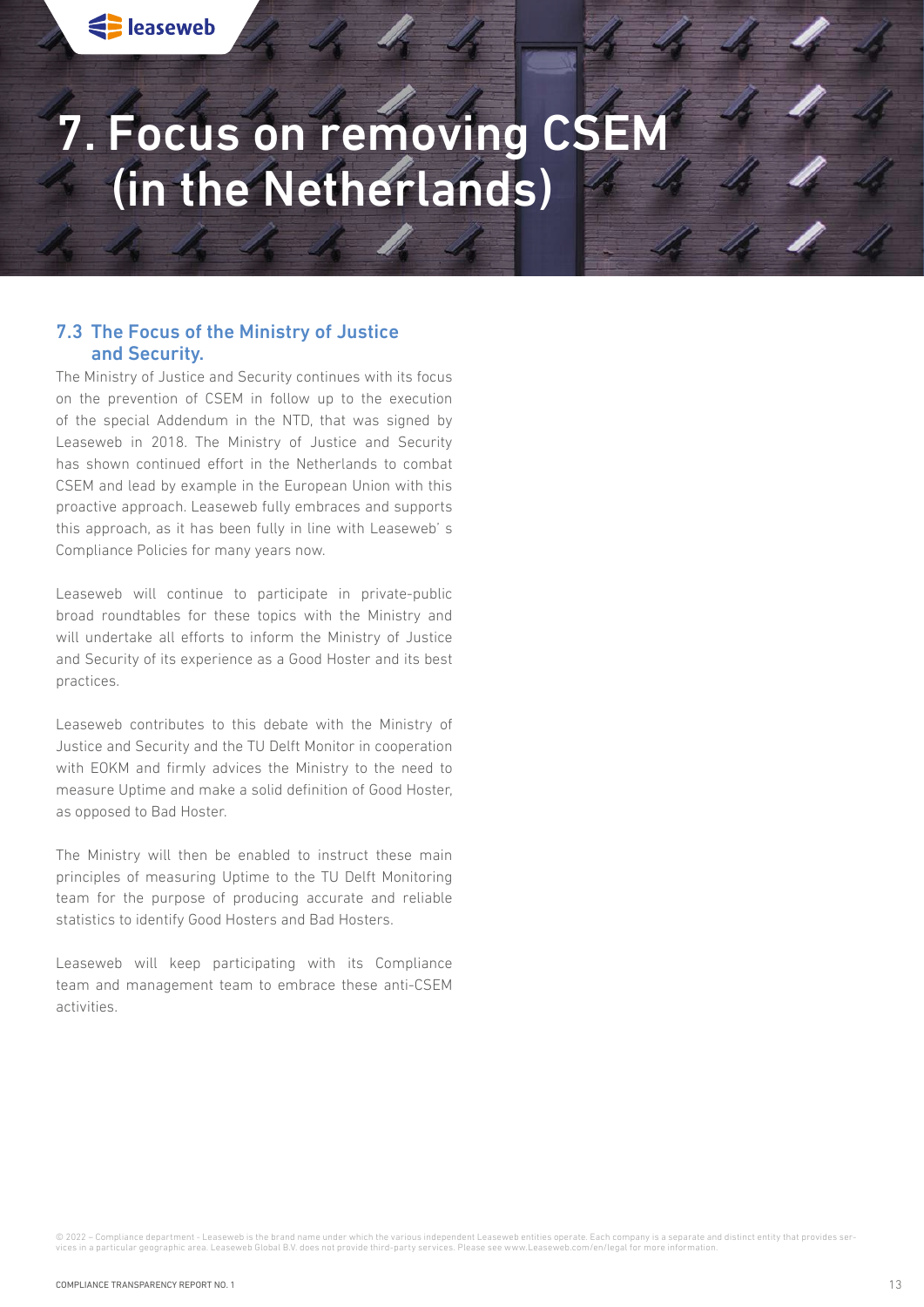# 7. Focus on removing CSEM (in the Netherlands)

## 7.3 The Focus of the Ministry of Justice and Security.

The Ministry of Justice and Security continues with its focus on the prevention of CSEM in follow up to the execution of the special Addendum in the NTD, that was signed by Leaseweb in 2018. The Ministry of Justice and Security has shown continued effort in the Netherlands to combat CSEM and lead by example in the European Union with this proactive approach. Leaseweb fully embraces and supports this approach, as it has been fully in line with Leaseweb' s Compliance Policies for many years now.

Leaseweb will continue to participate in private-public broad roundtables for these topics with the Ministry and will undertake all efforts to inform the Ministry of Justice and Security of its experience as a Good Hoster and its best practices.

Leaseweb contributes to this debate with the Ministry of Justice and Security and the TU Delft Monitor in cooperation with EOKM and firmly advices the Ministry to the need to measure Uptime and make a solid definition of Good Hoster, as opposed to Bad Hoster.

The Ministry will then be enabled to instruct these main principles of measuring Uptime to the TU Delft Monitoring team for the purpose of producing accurate and reliable statistics to identify Good Hosters and Bad Hosters.

Leaseweb will keep participating with its Compliance team and management team to embrace these anti-CSEM activities.

© 2022 – Compliance department - Leaseweb is the brand name under which the various independent Leaseweb entities operate. Each company is a separate and distinct entity that provides services in a particular geographic area. Leaseweb Global B.V. does not provide third-party services. Please see www.Leaseweb.com/en/legal for more information.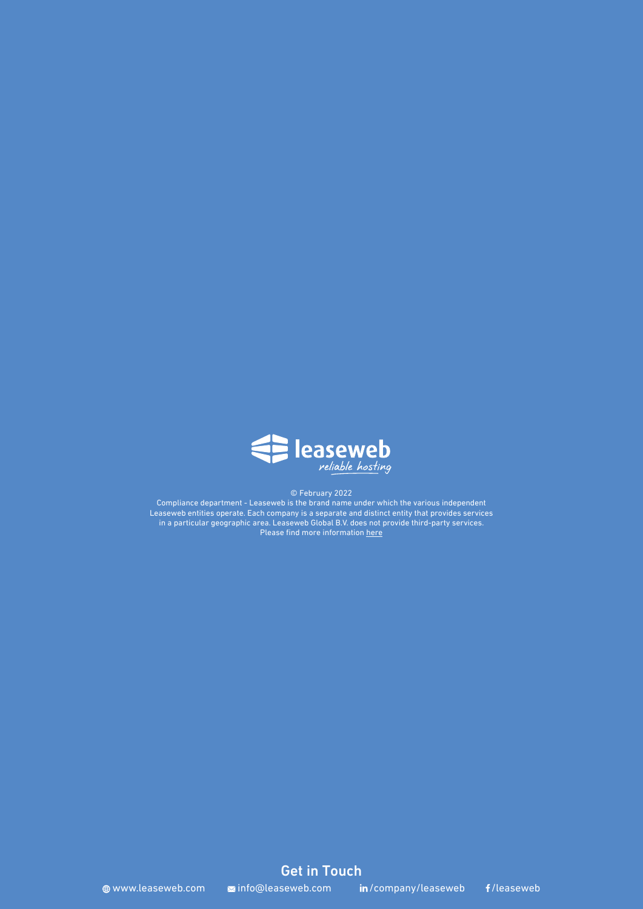leaseweb
reliable hosting

© February 2022

Compliance department - Leaseweb is the brand name under which the various independent Leaseweb entities operate. Each company is a separate and distinct entity that provides services in a particular geographic area. Leaseweb Global B.V. does not provide third-party services. Please find more information here

## Get in Touch

www.leaseweb.com info@leaseweb.com /company/leaseweb /leaseweb